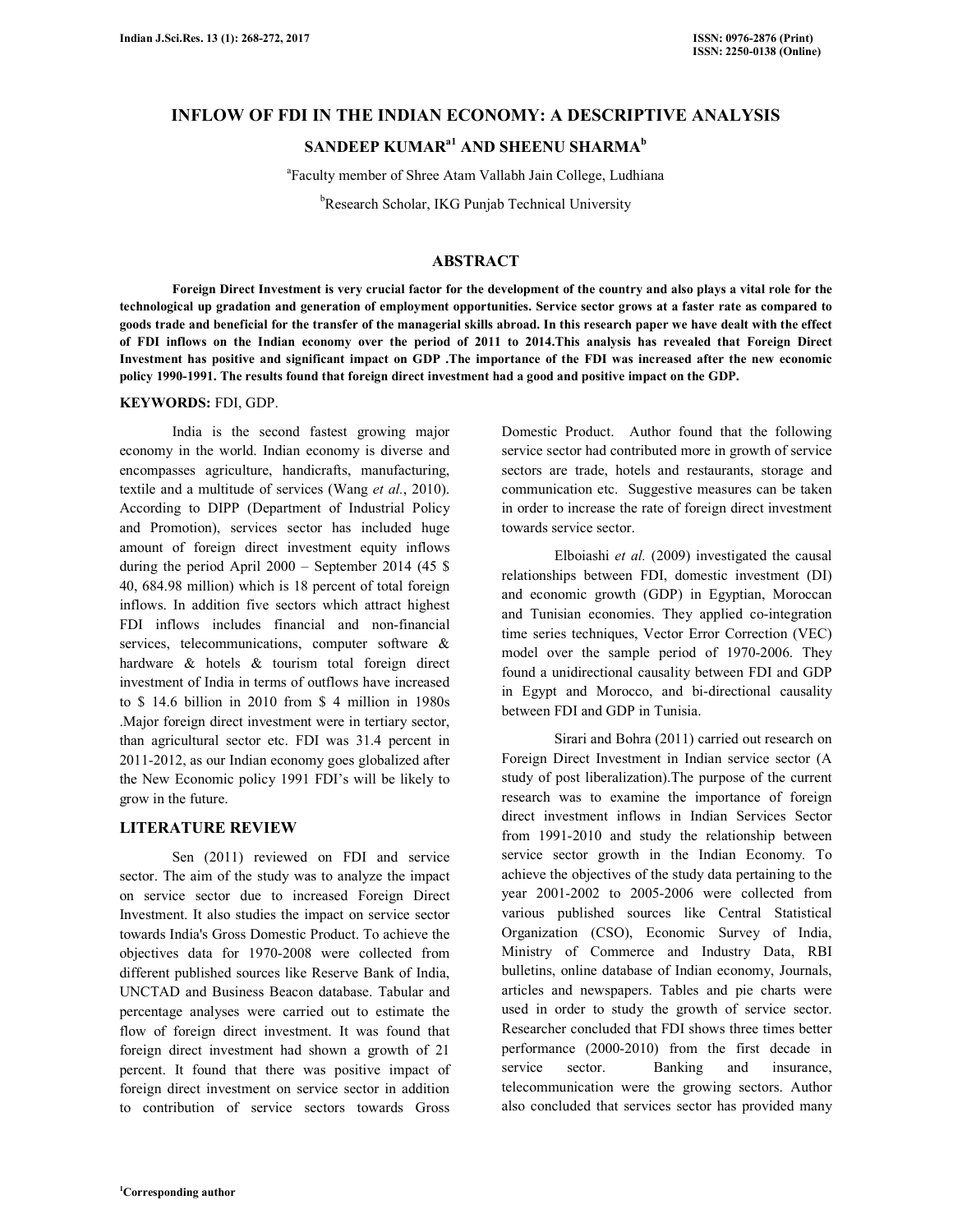# INFLOW OF FDI IN THE INDIAN ECONOMY: A DESCRIPTIVE ANALYSIS

**SANDEEP KUMAR[a1] AND SHEENU SHARMA[b]**

[a]Faculty member of Shree Atam Vallabh Jain College, Ludhiana

[b]Research Scholar, IKG Punjab Technical University

## ABSTRACT

**Foreign Direct Investment is very crucial factor for the development of the country and also plays a vital role for the technological up gradation and generation of employment opportunities. Service sector grows at a faster rate as compared to goods trade and beneficial for the transfer of the managerial skills abroad. In this research paper we have dealt with the effect of FDI inflows on the Indian economy over the period of 2011 to 2014.This analysis has revealed that Foreign Direct Investment has positive and significant impact on GDP .The importance of the FDI was increased after the new economic policy 1990-1991. The results found that foreign direct investment had a good and positive impact on the GDP.**

**KEYWORDS:** FDI, GDP.

India is the second fastest growing major economy in the world. Indian economy is diverse and encompasses agriculture, handicrafts, manufacturing, textile and a multitude of services (Wang *et al.*, 2010). According to DIPP (Department of Industrial Policy and Promotion), services sector has included huge amount of foreign direct investment equity inflows during the period April 2000 – September 2014 (45 $ 40, 684.98 million) which is 18 percent of total foreign inflows. In addition five sectors which attract highest FDI inflows includes financial and non-financial services, telecommunications, computer software & hardware & hotels & tourism total foreign direct investment of India in terms of outflows have increased to $ 14.6 billion in 2010 from $ 4 million in 1980s .Major foreign direct investment were in tertiary sector, than agricultural sector etc. FDI was 31.4 percent in 2011-2012, as our Indian economy goes globalized after the New Economic policy 1991 FDI's will be likely to grow in the future.

## LITERATURE REVIEW

Sen (2011) reviewed on FDI and service sector. The aim of the study was to analyze the impact on service sector due to increased Foreign Direct Investment. It also studies the impact on service sector towards India's Gross Domestic Product. To achieve the objectives data for 1970-2008 were collected from different published sources like Reserve Bank of India, UNCTAD and Business Beacon database. Tabular and percentage analyses were carried out to estimate the flow of foreign direct investment. It was found that foreign direct investment had shown a growth of 21 percent. It found that there was positive impact of foreign direct investment on service sector in addition to contribution of service sectors towards Gross Domestic Product. Author found that the following service sector had contributed more in growth of service sectors are trade, hotels and restaurants, storage and communication etc. Suggestive measures can be taken in order to increase the rate of foreign direct investment towards service sector.

Elboiashi *et al.* (2009) investigated the causal relationships between FDI, domestic investment (DI) and economic growth (GDP) in Egyptian, Moroccan and Tunisian economies. They applied co-integration time series techniques, Vector Error Correction (VEC) model over the sample period of 1970-2006. They found a unidirectional causality between FDI and GDP in Egypt and Morocco, and bi-directional causality between FDI and GDP in Tunisia.

Sirari and Bohra (2011) carried out research on Foreign Direct Investment in Indian service sector (A study of post liberalization).The purpose of the current research was to examine the importance of foreign direct investment inflows in Indian Services Sector from 1991-2010 and study the relationship between service sector growth in the Indian Economy. To achieve the objectives of the study data pertaining to the year 2001-2002 to 2005-2006 were collected from various published sources like Central Statistical Organization (CSO), Economic Survey of India, Ministry of Commerce and Industry Data, RBI bulletins, online database of Indian economy, Journals, articles and newspapers. Tables and pie charts were used in order to study the growth of service sector. Researcher concluded that FDI shows three times better performance (2000-2010) from the first decade in service sector. Banking and insurance, telecommunication were the growing sectors. Author also concluded that services sector has provided many

[1]Corresponding author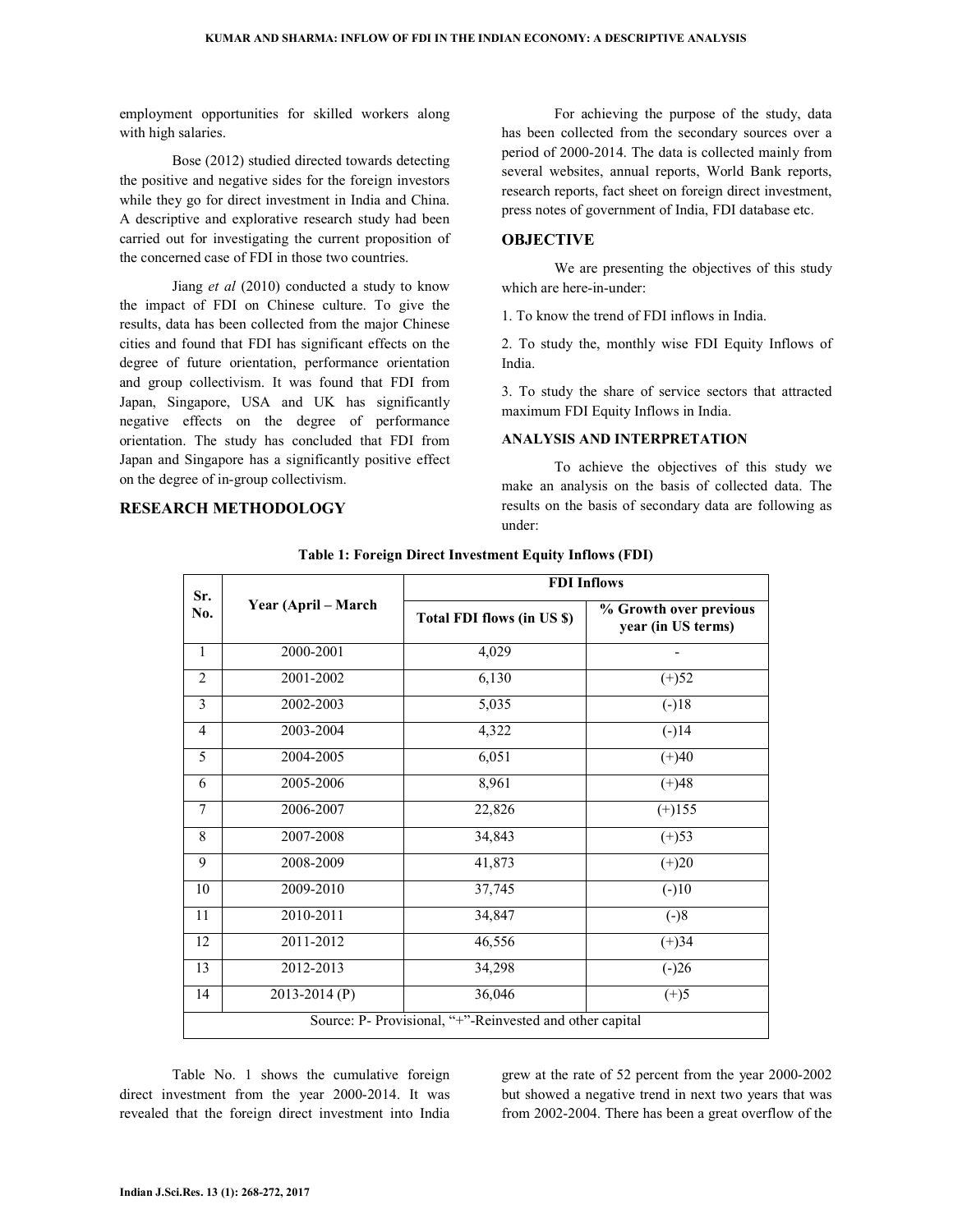employment opportunities for skilled workers along with high salaries.

Bose (2012) studied directed towards detecting the positive and negative sides for the foreign investors while they go for direct investment in India and China. A descriptive and explorative research study had been carried out for investigating the current proposition of the concerned case of FDI in those two countries.

Jiang *et al* (2010) conducted a study to know the impact of FDI on Chinese culture. To give the results, data has been collected from the major Chinese cities and found that FDI has significant effects on the degree of future orientation, performance orientation and group collectivism. It was found that FDI from Japan, Singapore, USA and UK has significantly negative effects on the degree of performance orientation. The study has concluded that FDI from Japan and Singapore has a significantly positive effect on the degree of in-group collectivism.

## RESEARCH METHODOLOGY

For achieving the purpose of the study, data has been collected from the secondary sources over a period of 2000-2014. The data is collected mainly from several websites, annual reports, World Bank reports, research reports, fact sheet on foreign direct investment, press notes of government of India, FDI database etc.

## OBJECTIVE

We are presenting the objectives of this study which are here-in-under:

1. To know the trend of FDI inflows in India.

2. To study the, monthly wise FDI Equity Inflows of India.

3. To study the share of service sectors that attracted maximum FDI Equity Inflows in India.

## ANALYSIS AND INTERPRETATION

To achieve the objectives of this study we make an analysis on the basis of collected data. The results on the basis of secondary data are following as under:

**Table 1: Foreign Direct Investment Equity Inflows (FDI)**

| Sr. No. | Year (April – March | FDI Inflows | |
|---|---|---|---|
| | | Total FDI flows (in US $) | % Growth over previous year (in US terms) |
| 1 | 2000-2001 | 4,029 | - |
| 2 | 2001-2002 | 6,130 | (+)52 |
| 3 | 2002-2003 | 5,035 | (-)18 |
| 4 | 2003-2004 | 4,322 | (-)14 |
| 5 | 2004-2005 | 6,051 | (+)40 |
| 6 | 2005-2006 | 8,961 | (+)48 |
| 7 | 2006-2007 | 22,826 | (+)155 |
| 8 | 2007-2008 | 34,843 | (+)53 |
| 9 | 2008-2009 | 41,873 | (+)20 |
| 10 | 2009-2010 | 37,745 | (-)10 |
| 11 | 2010-2011 | 34,847 | (-)8 |
| 12 | 2011-2012 | 46,556 | (+)34 |
| 13 | 2012-2013 | 34,298 | (-)26 |
| 14 | 2013-2014 (P) | 36,046 | (+)5 |
| Source: P- Provisional, "+"-Reinvested and other capital | | | |

Table No. 1 shows the cumulative foreign direct investment from the year 2000-2014. It was revealed that the foreign direct investment into India grew at the rate of 52 percent from the year 2000-2002 but showed a negative trend in next two years that was from 2002-2004. There has been a great overflow of the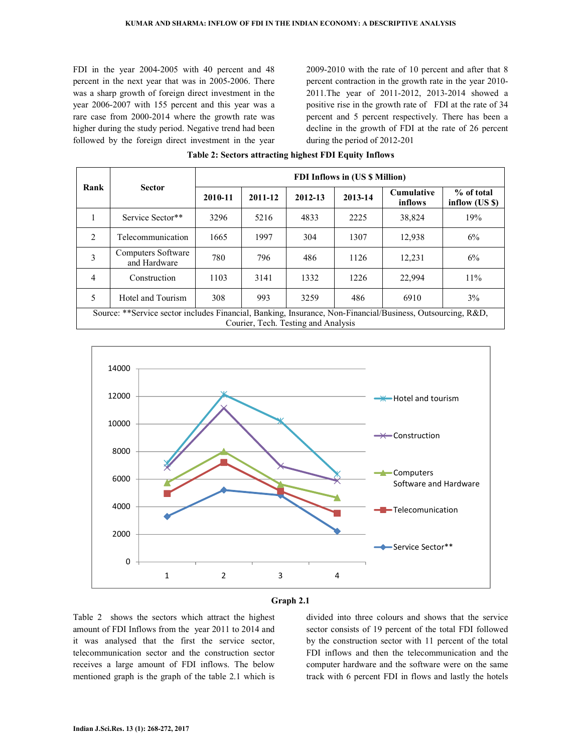FDI in the year 2004-2005 with 40 percent and 48 percent in the next year that was in 2005-2006. There was a sharp growth of foreign direct investment in the year 2006-2007 with 155 percent and this year was a rare case from 2000-2014 where the growth rate was higher during the study period. Negative trend had been followed by the foreign direct investment in the year 2009-2010 with the rate of 10 percent and after that 8 percent contraction in the growth rate in the year 2010-2011.The year of 2011-2012, 2013-2014 showed a positive rise in the growth rate of FDI at the rate of 34 percent and 5 percent respectively. There has been a decline in the growth of FDI at the rate of 26 percent during the period of 2012-201

**Table 2: Sectors attracting highest FDI Equity Inflows**

| Rank | Sector | FDI Inflows in (US $ Million) | | | | | |
|---|---|---|---|---|---|---|---|
| | | 2010-11 | 2011-12 | 2012-13 | 2013-14 | Cumulative inflows | % of total inflow (US $) |
| 1 | Service Sector** | 3296 | 5216 | 4833 | 2225 | 38,824 | 19% |
| 2 | Telecommunication | 1665 | 1997 | 304 | 1307 | 12,938 | 6% |
| 3 | Computers Software and Hardware | 780 | 796 | 486 | 1126 | 12,231 | 6% |
| 4 | Construction | 1103 | 3141 | 1332 | 1226 | 22,994 | 11% |
| 5 | Hotel and Tourism | 308 | 993 | 3259 | 486 | 6910 | 3% |

Source: **Service sector includes Financial, Banking, Insurance, Non-Financial/Business, Outsourcing, R&D, Courier, Tech. Testing and Analysis

Graph 2.1

Table 2 shows the sectors which attract the highest amount of FDI Inflows from the year 2011 to 2014 and it was analysed that the first the service sector, telecommunication sector and the construction sector receives a large amount of FDI inflows. The below mentioned graph is the graph of the table 2.1 which is divided into three colours and shows that the service sector consists of 19 percent of the total FDI followed by the construction sector with 11 percent of the total FDI inflows and then the telecommunication and the computer hardware and the software were on the same track with 6 percent FDI in flows and lastly the hotels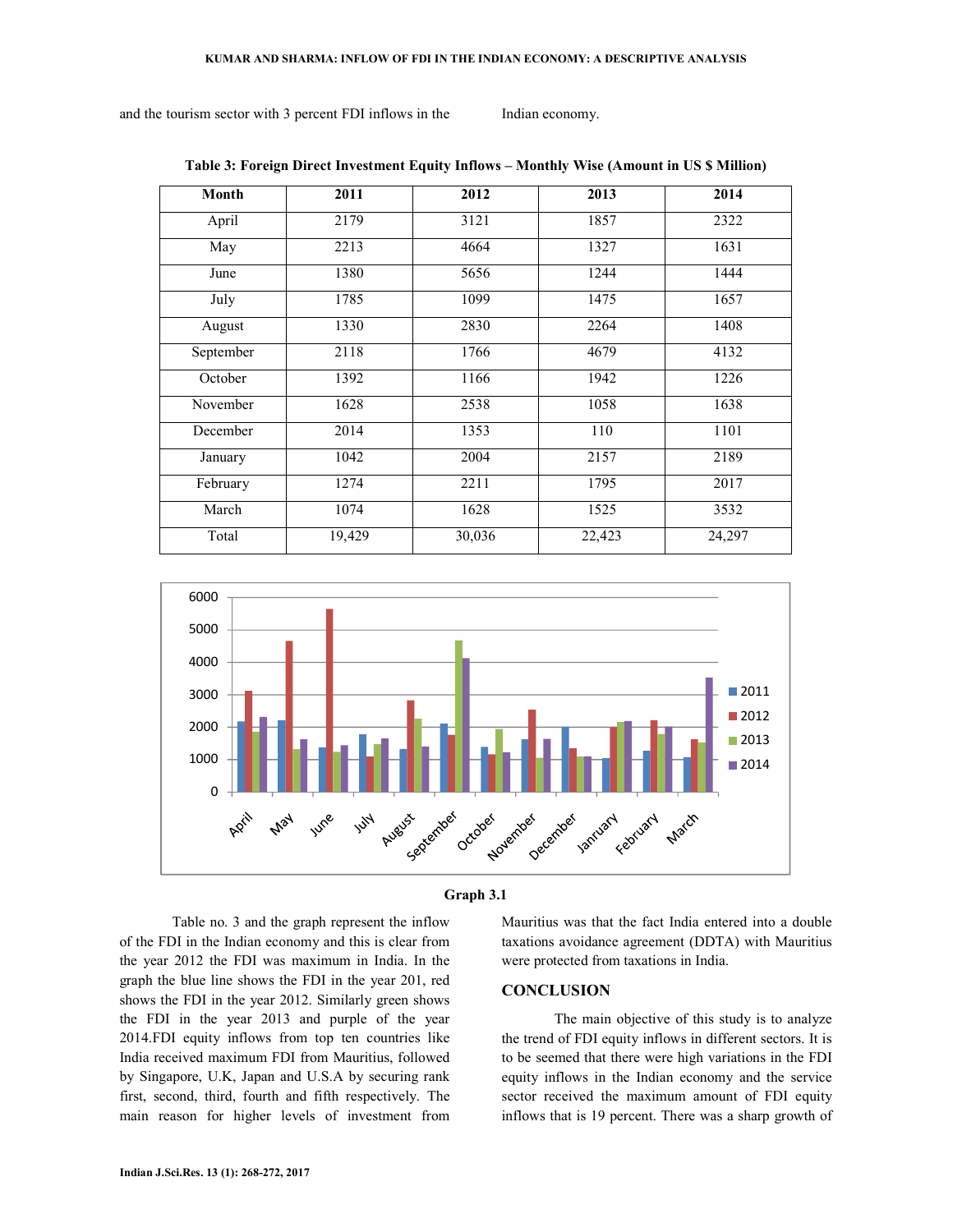and the tourism sector with 3 percent FDI inflows in the Indian economy.

**Table 3: Foreign Direct Investment Equity Inflows – Monthly Wise (Amount in US $ Million)**

| Month | 2011 | 2012 | 2013 | 2014 |
|---|---|---|---|---|
| April | 2179 | 3121 | 1857 | 2322 |
| May | 2213 | 4664 | 1327 | 1631 |
| June | 1380 | 5656 | 1244 | 1444 |
| July | 1785 | 1099 | 1475 | 1657 |
| August | 1330 | 2830 | 2264 | 1408 |
| September | 2118 | 1766 | 4679 | 4132 |
| October | 1392 | 1166 | 1942 | 1226 |
| November | 1628 | 2538 | 1058 | 1638 |
| December | 2014 | 1353 | 110 | 1101 |
| January | 1042 | 2004 | 2157 | 2189 |
| February | 1274 | 2211 | 1795 | 2017 |
| March | 1074 | 1628 | 1525 | 3532 |
| Total | 19,429 | 30,036 | 22,423 | 24,297 |

**Graph 3.1**

Table no. 3 and the graph represent the inflow of the FDI in the Indian economy and this is clear from the year 2012 the FDI was maximum in India. In the graph the blue line shows the FDI in the year 201, red shows the FDI in the year 2012. Similarly green shows the FDI in the year 2013 and purple of the year 2014.FDI equity inflows from top ten countries like India received maximum FDI from Mauritius, followed by Singapore, U.K, Japan and U.S.A by securing rank first, second, third, fourth and fifth respectively. The main reason for higher levels of investment from Mauritius was that the fact India entered into a double taxations avoidance agreement (DDTA) with Mauritius were protected from taxations in India.

## CONCLUSION

The main objective of this study is to analyze the trend of FDI equity inflows in different sectors. It is to be seemed that there were high variations in the FDI equity inflows in the Indian economy and the service sector received the maximum amount of FDI equity inflows that is 19 percent. There was a sharp growth of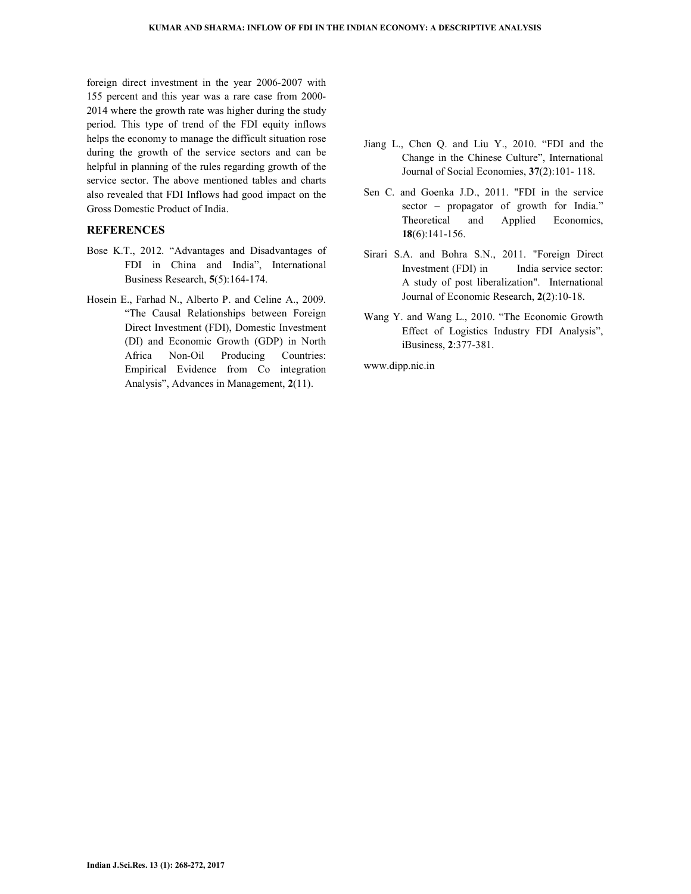foreign direct investment in the year 2006-2007 with 155 percent and this year was a rare case from 2000-2014 where the growth rate was higher during the study period. This type of trend of the FDI equity inflows helps the economy to manage the difficult situation rose during the growth of the service sectors and can be helpful in planning of the rules regarding growth of the service sector. The above mentioned tables and charts also revealed that FDI Inflows had good impact on the Gross Domestic Product of India.

## REFERENCES

Bose K.T., 2012. “Advantages and Disadvantages of FDI in China and India”, International Business Research, **5**(5):164-174.

Hosein E., Farhad N., Alberto P. and Celine A., 2009. “The Causal Relationships between Foreign Direct Investment (FDI), Domestic Investment (DI) and Economic Growth (GDP) in North Africa Non-Oil Producing Countries: Empirical Evidence from Co integration Analysis”, Advances in Management, **2**(11).

Jiang L., Chen Q. and Liu Y., 2010. “FDI and the Change in the Chinese Culture”, International Journal of Social Economies, **37**(2):101- 118.

Sen C. and Goenka J.D., 2011. "FDI in the service sector – propagator of growth for India.” Theoretical and Applied Economics, **18**(6):141-156.

Sirari S.A. and Bohra S.N., 2011. "Foreign Direct Investment (FDI) in India service sector: A study of post liberalization". International Journal of Economic Research, **2**(2):10-18.

Wang Y. and Wang L., 2010. “The Economic Growth Effect of Logistics Industry FDI Analysis”, iBusiness, **2**:377-381.

www.dipp.nic.in